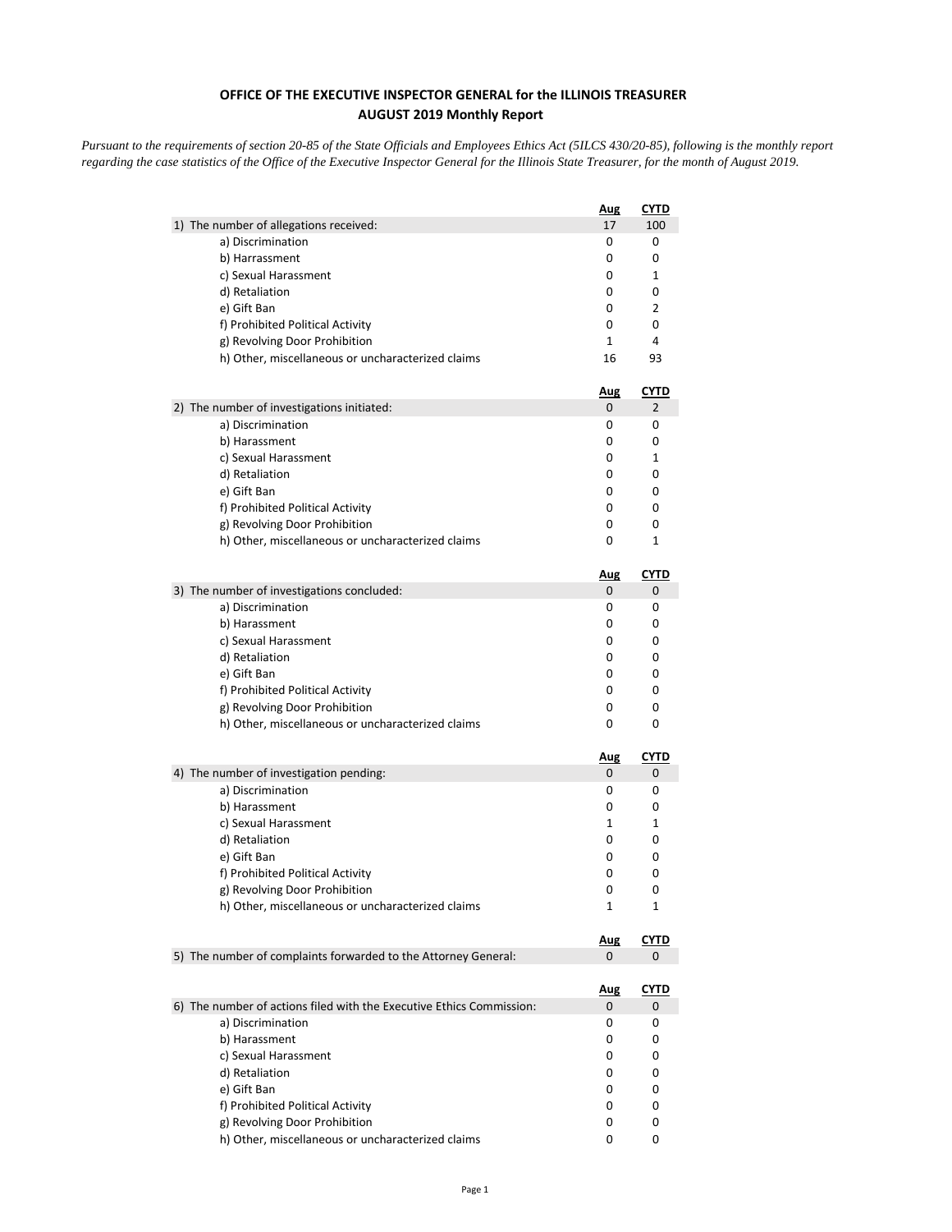# OFFICE OF THE EXECUTIVE INSPECTOR GENERAL for the ILLINOIS TREASURER
## AUGUST 2019 Monthly Report

*Pursuant to the requirements of section 20-85 of the State Officials and Employees Ethics Act (5ILCS 430/20-85), following is the monthly report regarding the case statistics of the Office of the Executive Inspector General for the Illinois State Treasurer, for the month of August 2019.*

| | Aug | CYTD |
|---|---|---|
| 1) The number of allegations received: | 17 | 100 |
| a) Discrimination | 0 | 0 |
| b) Harrassment | 0 | 0 |
| c) Sexual Harassment | 0 | 1 |
| d) Retaliation | 0 | 0 |
| e) Gift Ban | 0 | 2 |
| f) Prohibited Political Activity | 0 | 0 |
| g) Revolving Door Prohibition | 1 | 4 |
| h) Other, miscellaneous or uncharacterized claims | 16 | 93 |

| | Aug | CYTD |
|---|---|---|
| 2) The number of investigations initiated: | 0 | 2 |
| a) Discrimination | 0 | 0 |
| b) Harassment | 0 | 0 |
| c) Sexual Harassment | 0 | 1 |
| d) Retaliation | 0 | 0 |
| e) Gift Ban | 0 | 0 |
| f) Prohibited Political Activity | 0 | 0 |
| g) Revolving Door Prohibition | 0 | 0 |
| h) Other, miscellaneous or uncharacterized claims | 0 | 1 |

| | Aug | CYTD |
|---|---|---|
| 3) The number of investigations concluded: | 0 | 0 |
| a) Discrimination | 0 | 0 |
| b) Harassment | 0 | 0 |
| c) Sexual Harassment | 0 | 0 |
| d) Retaliation | 0 | 0 |
| e) Gift Ban | 0 | 0 |
| f) Prohibited Political Activity | 0 | 0 |
| g) Revolving Door Prohibition | 0 | 0 |
| h) Other, miscellaneous or uncharacterized claims | 0 | 0 |

| | Aug | CYTD |
|---|---|---|
| 4) The number of investigation pending: | 0 | 0 |
| a) Discrimination | 0 | 0 |
| b) Harassment | 0 | 0 |
| c) Sexual Harassment | 1 | 1 |
| d) Retaliation | 0 | 0 |
| e) Gift Ban | 0 | 0 |
| f) Prohibited Political Activity | 0 | 0 |
| g) Revolving Door Prohibition | 0 | 0 |
| h) Other, miscellaneous or uncharacterized claims | 1 | 1 |

| | Aug | CYTD |
|---|---|---|
| 5) The number of complaints forwarded to the Attorney General: | 0 | 0 |

| | Aug | CYTD |
|---|---|---|
| 6) The number of actions filed with the Executive Ethics Commission: | 0 | 0 |
| a) Discrimination | 0 | 0 |
| b) Harassment | 0 | 0 |
| c) Sexual Harassment | 0 | 0 |
| d) Retaliation | 0 | 0 |
| e) Gift Ban | 0 | 0 |
| f) Prohibited Political Activity | 0 | 0 |
| g) Revolving Door Prohibition | 0 | 0 |
| h) Other, miscellaneous or uncharacterized claims | 0 | 0 |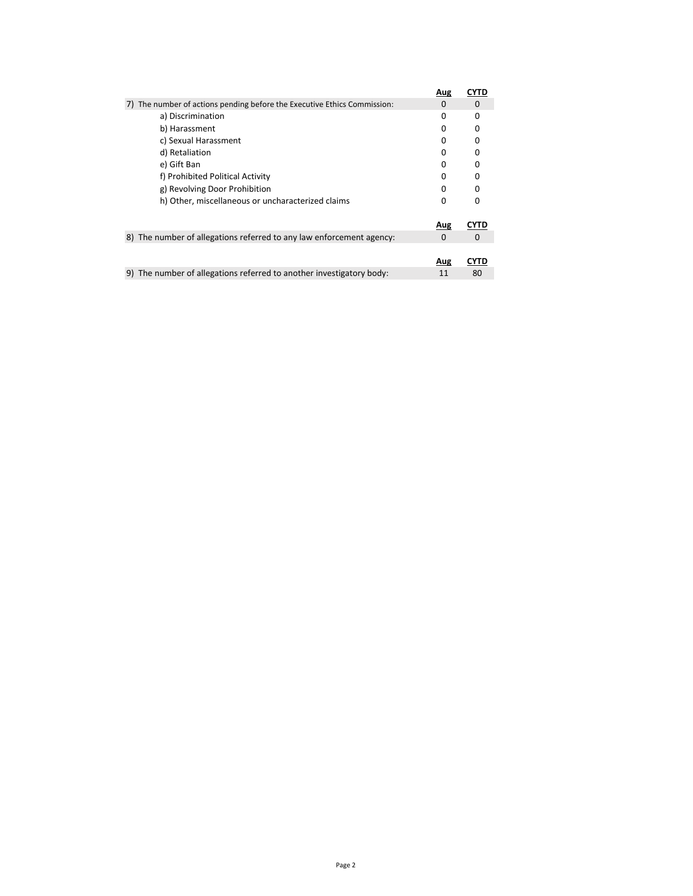| | Aug | CYTD |
| --- | --- | --- |
| 7) The number of actions pending before the Executive Ethics Commission: | 0 | 0 |
| a) Discrimination | 0 | 0 |
| b) Harassment | 0 | 0 |
| c) Sexual Harassment | 0 | 0 |
| d) Retaliation | 0 | 0 |
| e) Gift Ban | 0 | 0 |
| f) Prohibited Political Activity | 0 | 0 |
| g) Revolving Door Prohibition | 0 | 0 |
| h) Other, miscellaneous or uncharacterized claims | 0 | 0 |

| | Aug | CYTD |
| --- | --- | --- |
| 8) The number of allegations referred to any law enforcement agency: | 0 | 0 |

| | Aug | CYTD |
| --- | --- | --- |
| 9) The number of allegations referred to another investigatory body: | 11 | 80 |